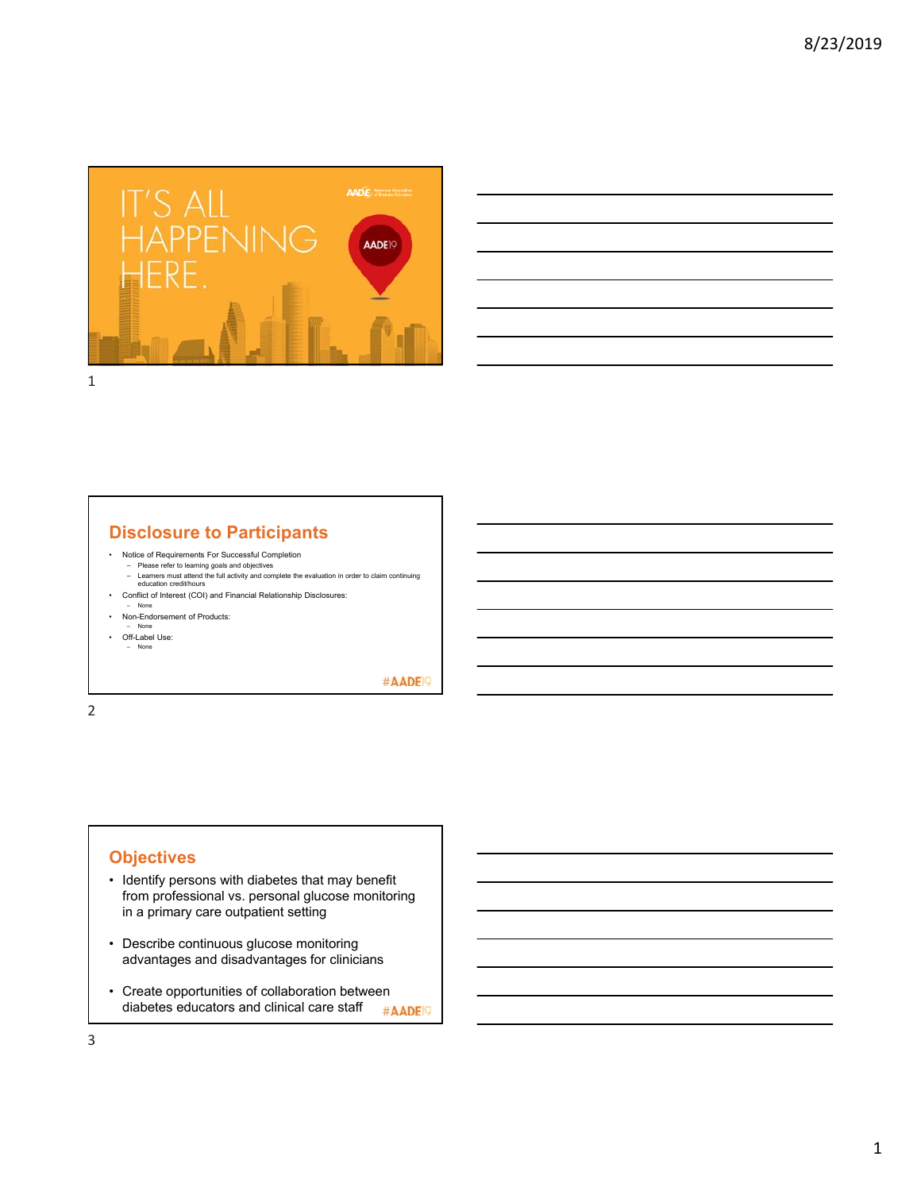# IT'S ALL HAPPENING HERE.

AADE19

## Disclosure to Participants

- Notice of Requirements For Successful Completion
  - Please refer to learning goals and objectives
  - Learners must attend the full activity and complete the evaluation in order to claim continuing education credit/hours
- Conflict of Interest (COI) and Financial Relationship Disclosures:
  - None
- Non-Endorsement of Products:
  - None
- Off-Label Use:
  - None

#AADE19

## Objectives

- Identify persons with diabetes that may benefit from professional vs. personal glucose monitoring in a primary care outpatient setting
- Describe continuous glucose monitoring advantages and disadvantages for clinicians
- Create opportunities of collaboration between diabetes educators and clinical care staff

#AADE19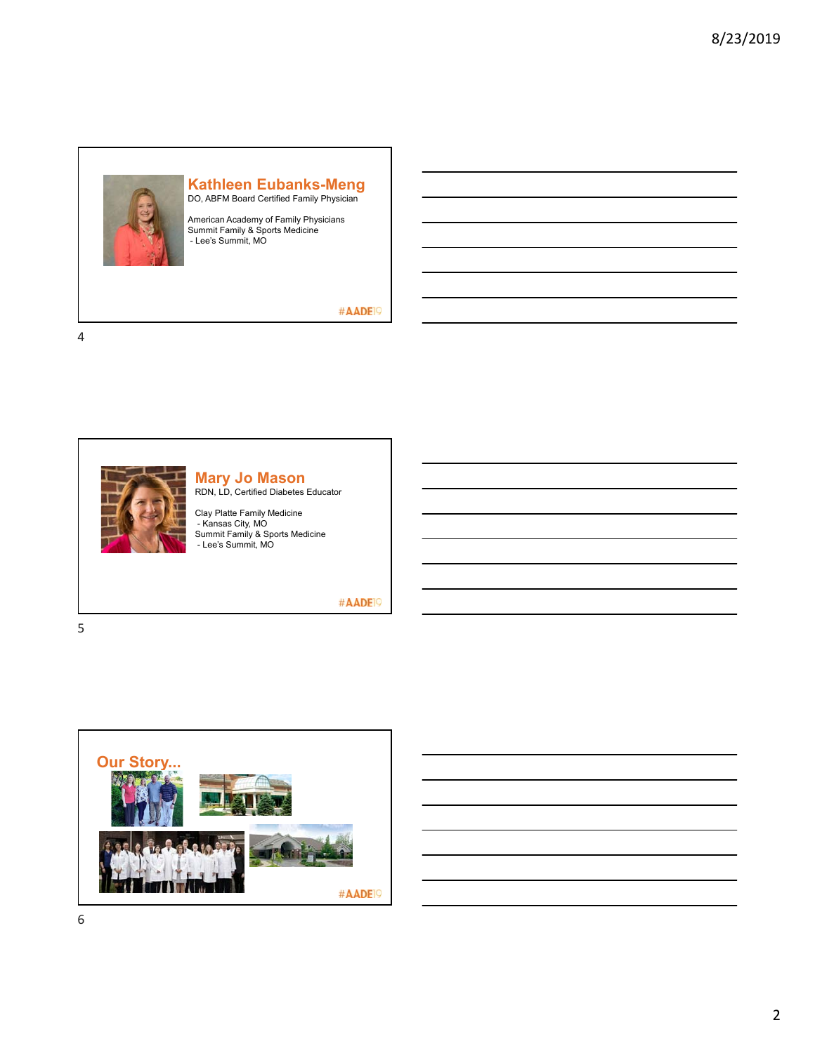## Kathleen Eubanks-Meng

DO, ABFM Board Certified Family Physician

American Academy of Family Physicians
Summit Family & Sports Medicine
- Lee's Summit, MO

#AADE19

## Mary Jo Mason

RDN, LD, Certified Diabetes Educator

Clay Platte Family Medicine
- Kansas City, MO
Summit Family & Sports Medicine
- Lee's Summit, MO

#AADE19

## Our Story...

#AADE19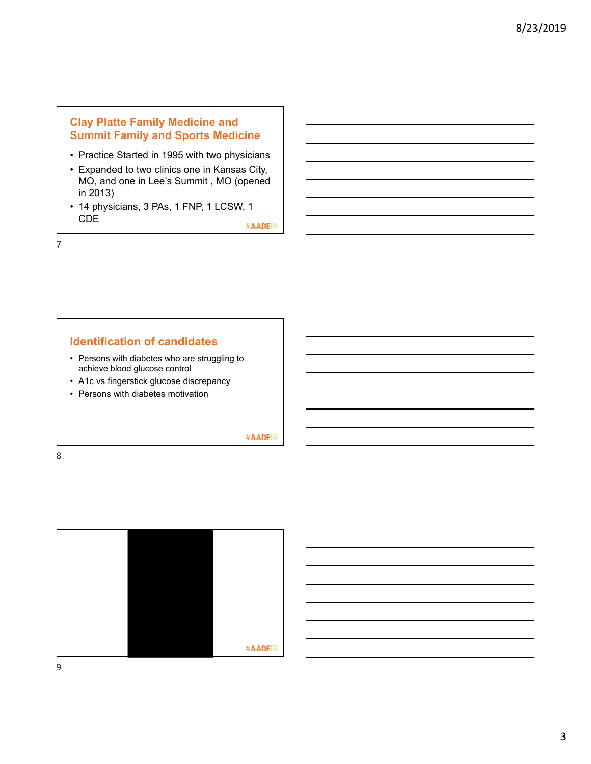## Clay Platte Family Medicine and Summit Family and Sports Medicine

- Practice Started in 1995 with two physicians
- Expanded to two clinics one in Kansas City, MO, and one in Lee's Summit , MO (opened in 2013)
- 14 physicians, 3 PAs, 1 FNP, 1 LCSW, 1 CDE

#AADE19

## Identification of candidates

- Persons with diabetes who are struggling to achieve blood glucose control
- A1c vs fingerstick glucose discrepancy
- Persons with diabetes motivation

#AADE19

#AADE19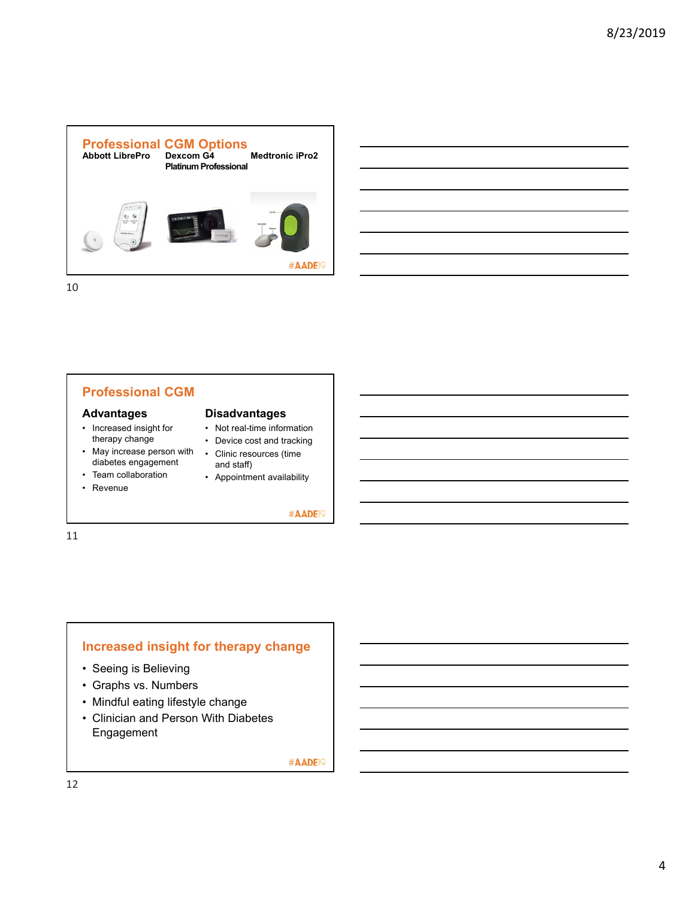## Professional CGM Options

**Abbott LibrePro** | **Dexcom G4 Platinum Professional** | **Medtronic iPro2**

#AADE19

## Professional CGM

### Advantages

- Increased insight for therapy change
- May increase person with diabetes engagement
- Team collaboration
- Revenue

### Disadvantages

- Not real-time information
- Device cost and tracking
- Clinic resources (time and staff)
- Appointment availability

#AADE19

## Increased insight for therapy change

- Seeing is Believing
- Graphs vs. Numbers
- Mindful eating lifestyle change
- Clinician and Person With Diabetes Engagement

#AADE19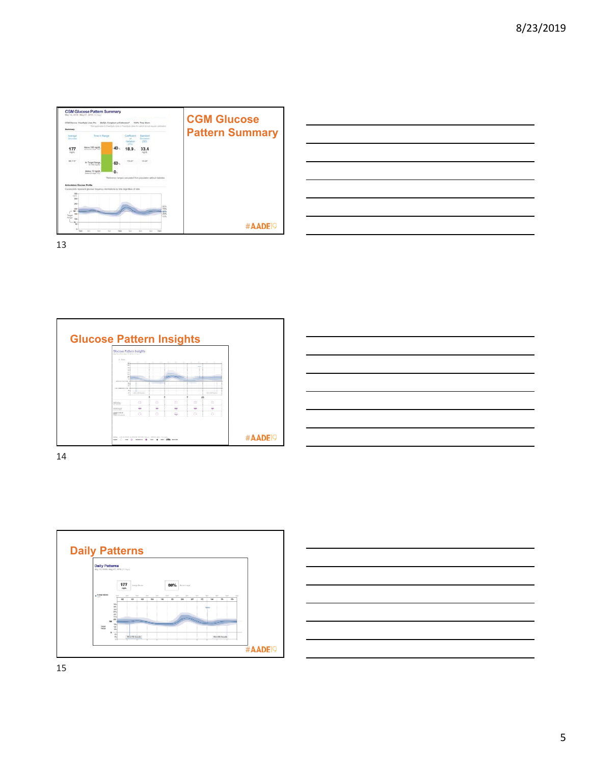## CGM Glucose Pattern Summary

CGM Glucose Pattern Summary

May 13, 2019 - May 27, 2019 (15 Days)

| Average Glucose | Time in Range | | Coefficient of Variation (CV) | Standard Deviation (SD) |
|---|---|---|---|---|
| 177 mg/dL | Above 180 mg/dL | 40% | 18.9% | 33.4 mg/dL |
| | In Target Range | 60% | | |
| | Below 70 mg/dL | 0% | | |

Ambulatory Glucose Profile

#AADE19

## Glucose Pattern Insights

#AADE19

## Daily Patterns

Daily Patterns

177 Average Glucose

60% In Target Range

#AADE19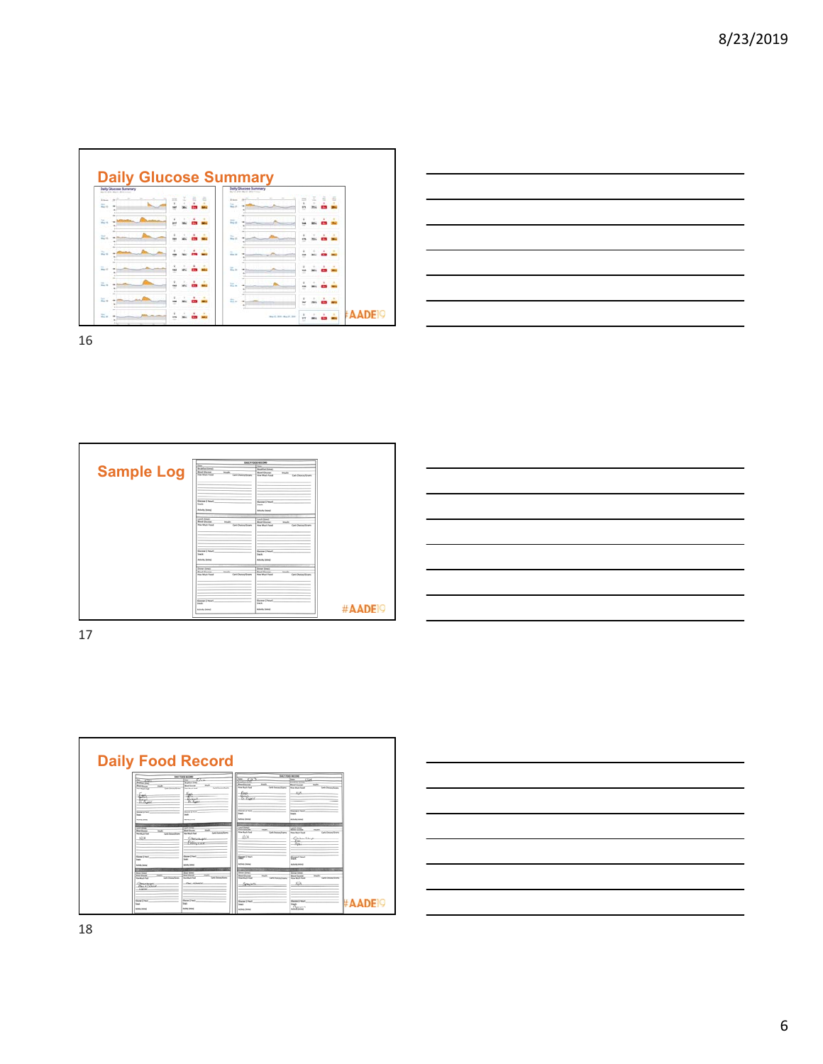## Daily Glucose Summary

#AADE19

## Sample Log

#AADE19

## Daily Food Record

#AADE19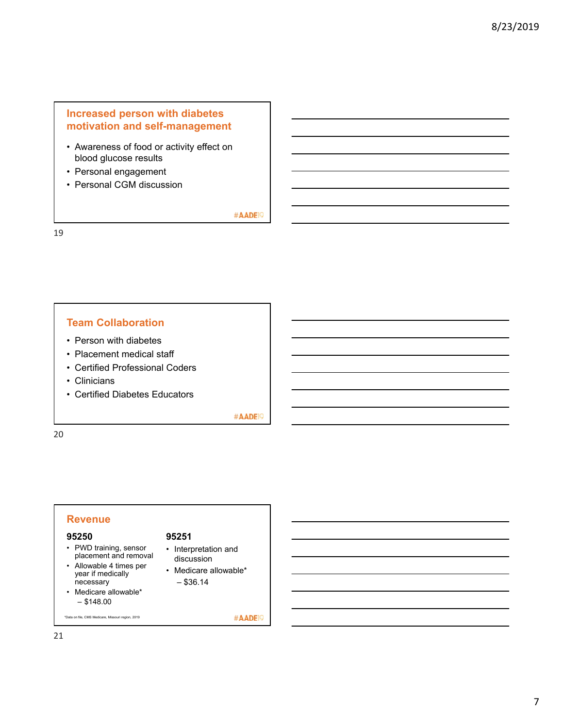## Increased person with diabetes motivation and self-management

- Awareness of food or activity effect on blood glucose results
- Personal engagement
- Personal CGM discussion

#AADE19

## Team Collaboration

- Person with diabetes
- Placement medical staff
- Certified Professional Coders
- Clinicians
- Certified Diabetes Educators

#AADE19

## Revenue

### 95250

- PWD training, sensor placement and removal
- Allowable 4 times per year if medically necessary
- Medicare allowable*
  - $148.00

### 95251

- Interpretation and discussion
- Medicare allowable*
  - $36.14

*Data on file, CMS Medicare, Missouri region, 2019

#AADE19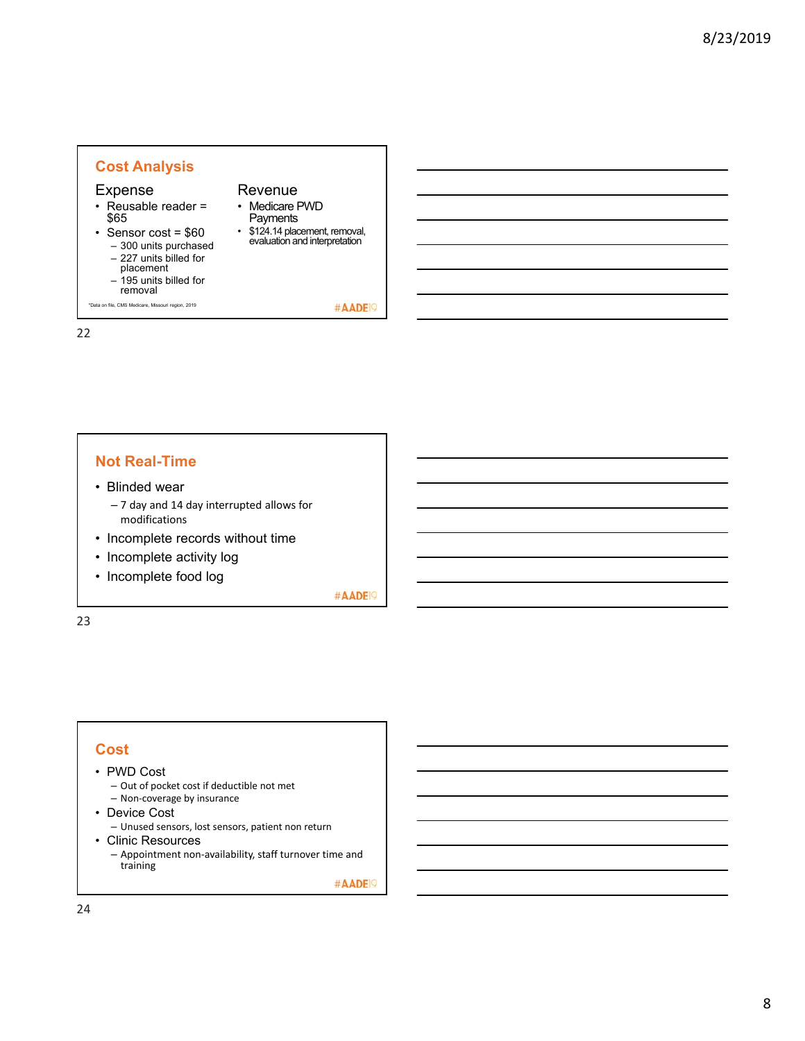## Cost Analysis

### Expense

- Reusable reader = $65
- Sensor cost = $60
  - 300 units purchased
  - 227 units billed for placement
  - 195 units billed for removal

### Revenue

- Medicare PWD Payments
- $124.14 placement, removal, evaluation and interpretation

*Data on file, CMS Medicare, Missouri region, 2019

#AADE19

## Not Real-Time

- Blinded wear
  - 7 day and 14 day interrupted allows for modifications
- Incomplete records without time
- Incomplete activity log
- Incomplete food log

#AADE19

## Cost

- PWD Cost
  - Out of pocket cost if deductible not met
  - Non-coverage by insurance
- Device Cost
  - Unused sensors, lost sensors, patient non return
- Clinic Resources
  - Appointment non-availability, staff turnover time and training

#AADE19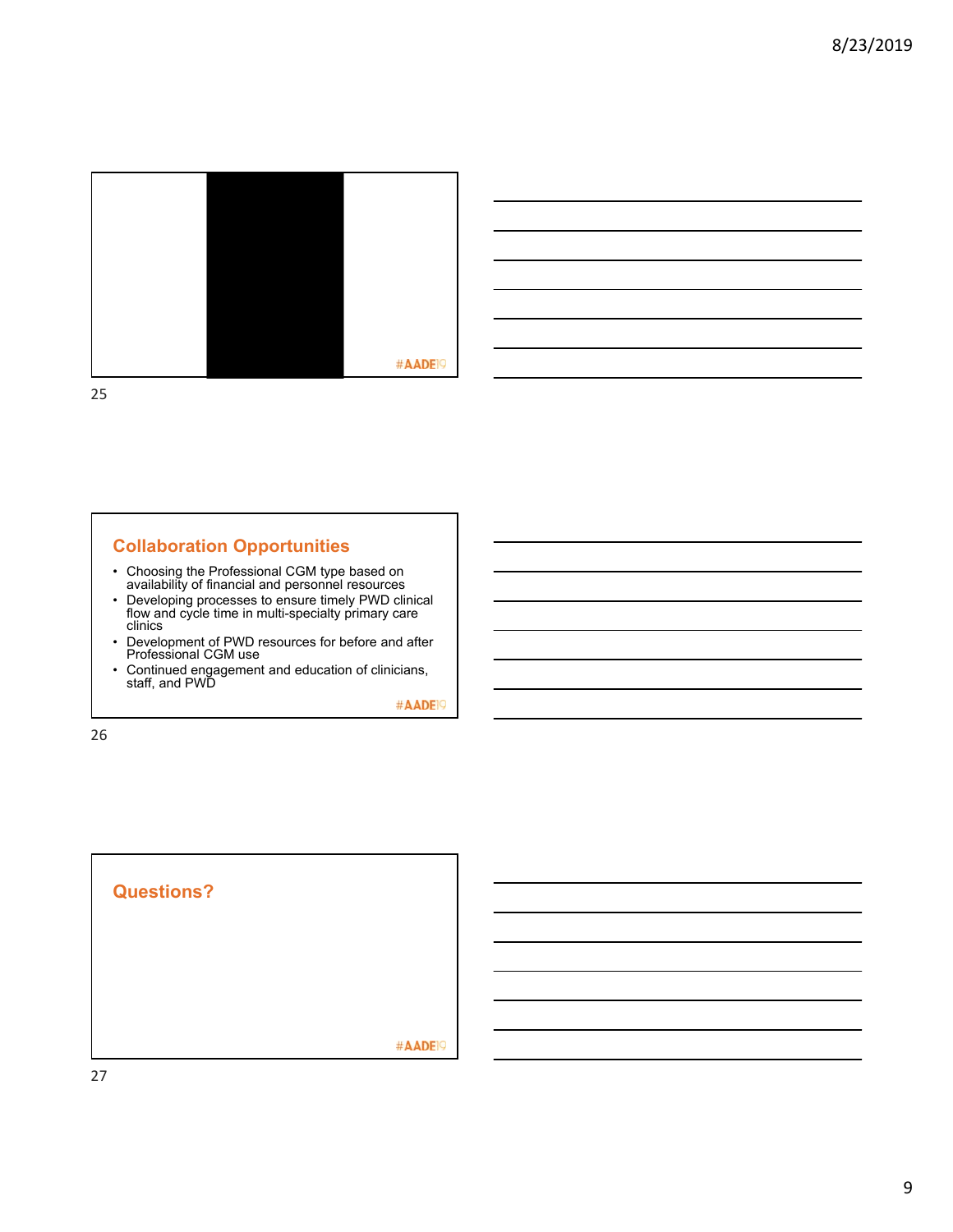#AADE19

## Collaboration Opportunities

- Choosing the Professional CGM type based on availability of financial and personnel resources
- Developing processes to ensure timely PWD clinical flow and cycle time in multi-specialty primary care clinics
- Development of PWD resources for before and after Professional CGM use
- Continued engagement and education of clinicians, staff, and PWD

#AADE19

## Questions?

#AADE19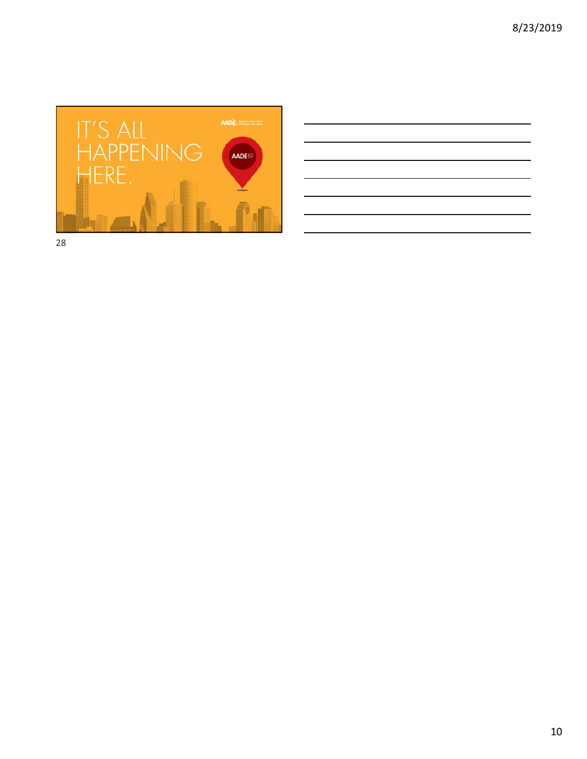IT'S ALL HAPPENING HERE.

AADE American Association of Diabetes Educators

AADE19